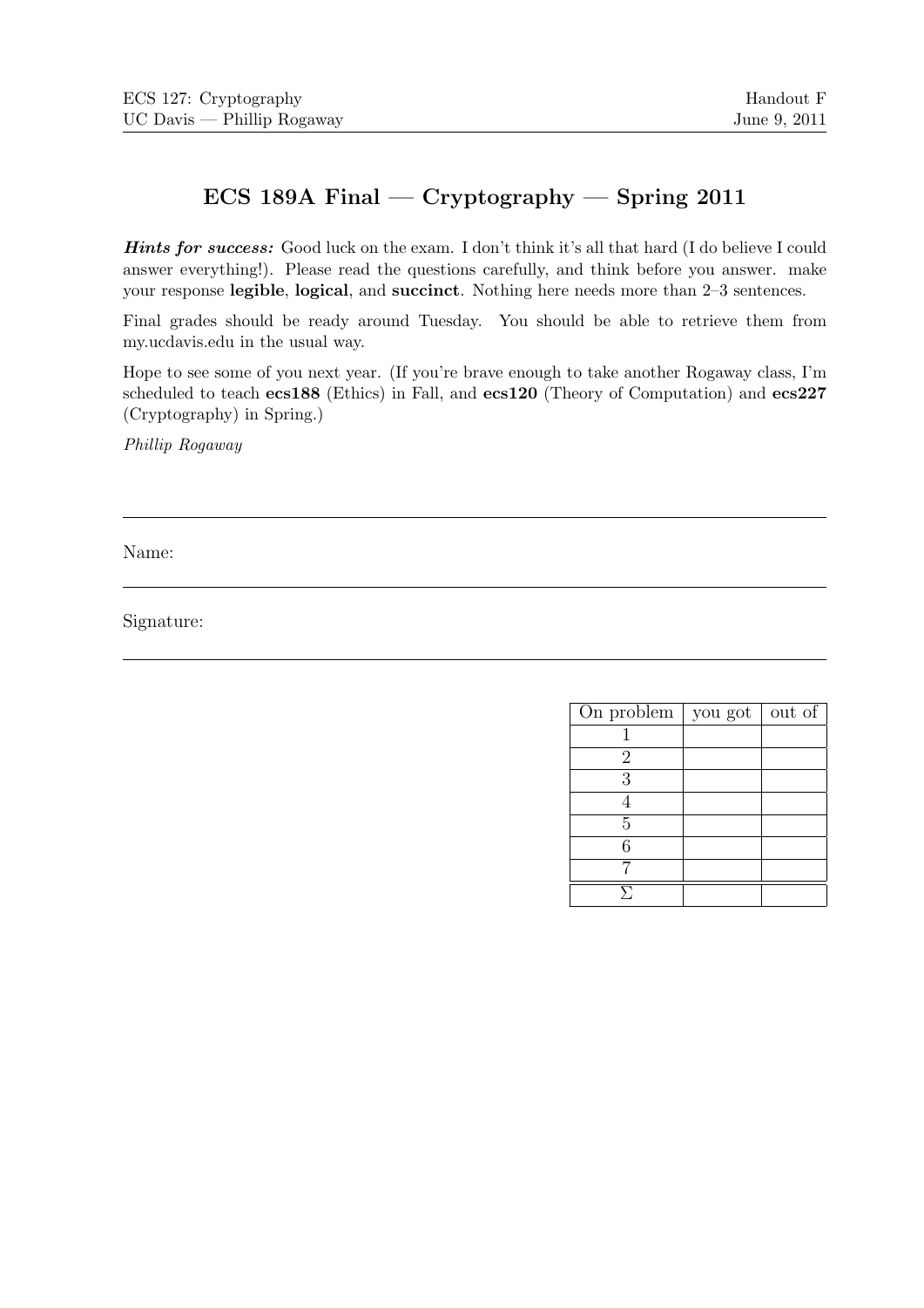ECS 127: Cryptography
UC Davis — Phillip Rogaway

Handout F
June 9, 2011

# ECS 189A Final — Cryptography — Spring 2011

***Hints for success:*** Good luck on the exam. I don't think it's all that hard (I do believe I could answer everything!). Please read the questions carefully, and think before you answer. make your response **legible**, **logical**, and **succinct**. Nothing here needs more than 2–3 sentences.

Final grades should be ready around Tuesday. You should be able to retrieve them from my.ucdavis.edu in the usual way.

Hope to see some of you next year. (If you're brave enough to take another Rogaway class, I'm scheduled to teach **ecs188** (Ethics) in Fall, and **ecs120** (Theory of Computation) and **ecs227** (Cryptography) in Spring.)

*Phillip Rogaway*

---

Name:

---

Signature:

---

| On problem | you got | out of |
|---|---|---|
| 1 | | |
| 2 | | |
| 3 | | |
| 4 | | |
| 5 | | |
| 6 | | |
| 7 | | |
| $\Sigma$ | | |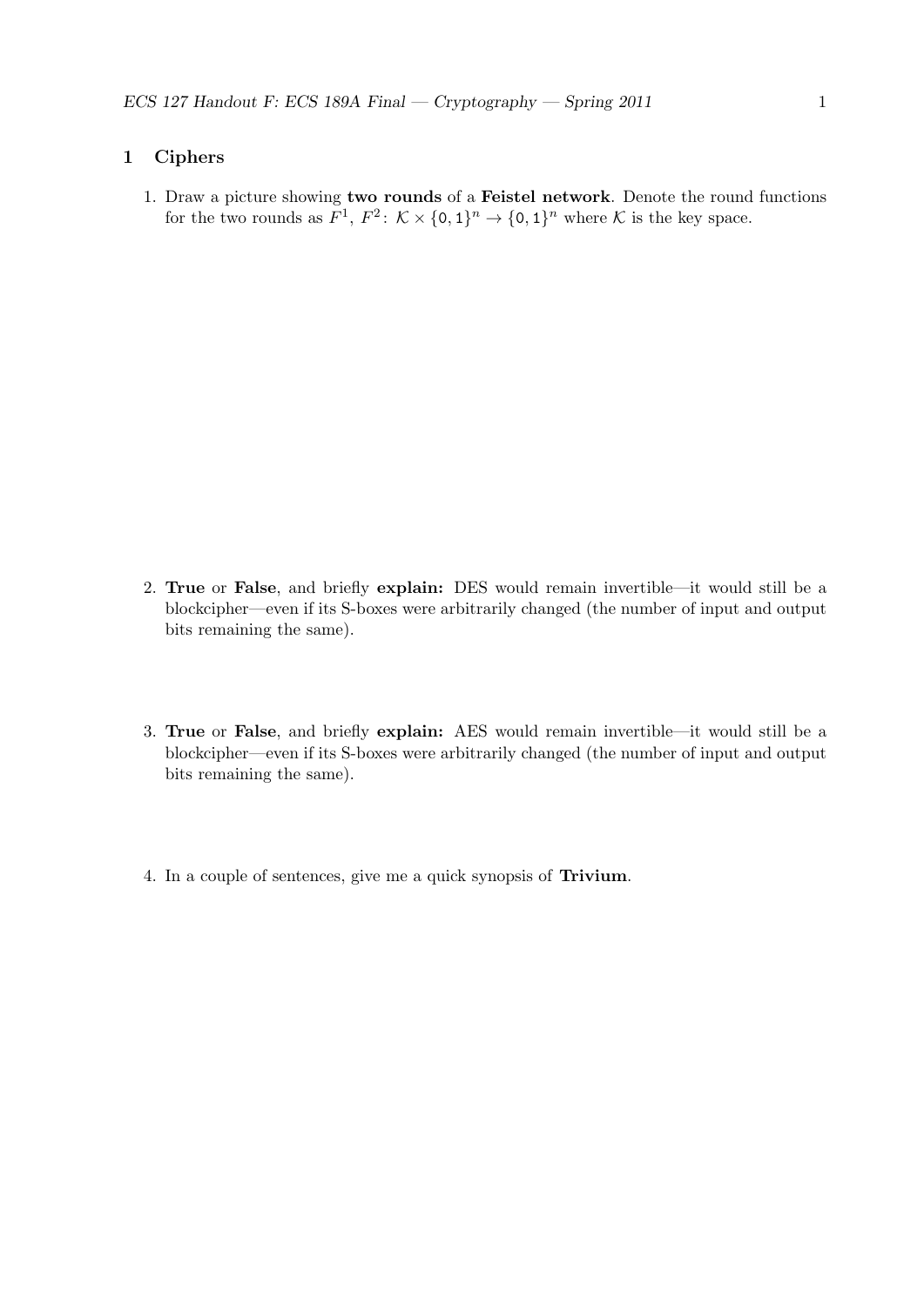## 1 Ciphers

1. Draw a picture showing **two rounds** of a **Feistel network**. Denote the round functions for the two rounds as $F^1, F^2 \colon \mathcal{K} \times \{0,1\}^n \to \{0,1\}^n$ where $\mathcal{K}$ is the key space.

2. **True** or **False**, and briefly **explain:** DES would remain invertible—it would still be a blockcipher—even if its S-boxes were arbitrarily changed (the number of input and output bits remaining the same).

3. **True** or **False**, and briefly **explain:** AES would remain invertible—it would still be a blockcipher—even if its S-boxes were arbitrarily changed (the number of input and output bits remaining the same).

4. In a couple of sentences, give me a quick synopsis of **Trivium**.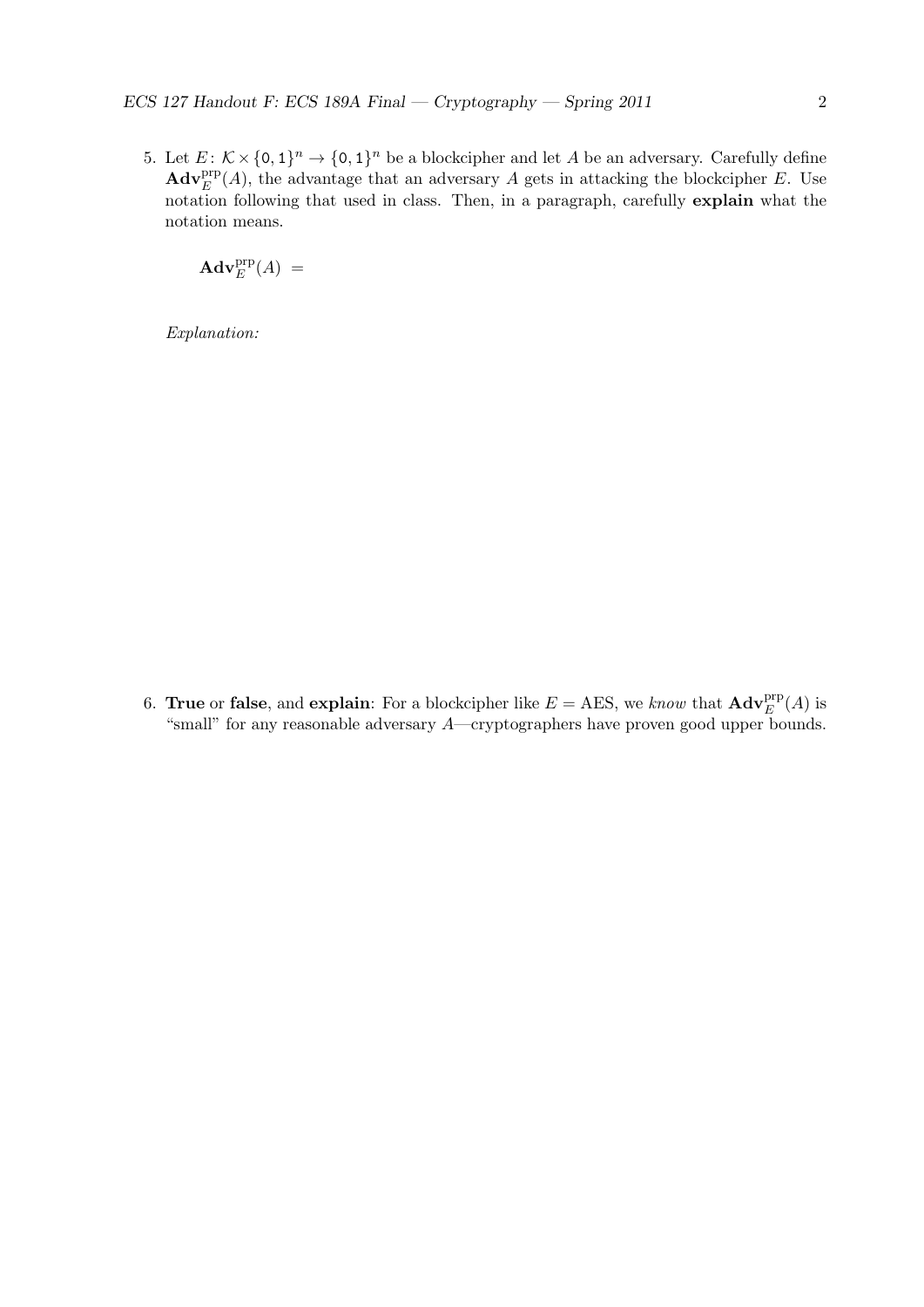5. Let $E\colon \mathcal{K} \times \{0,1\}^n \to \{0,1\}^n$ be a blockcipher and let $A$ be an adversary. Carefully define $\mathbf{Adv}_E^{\mathrm{prp}}(A)$, the advantage that an adversary $A$ gets in attacking the blockcipher $E$. Use notation following that used in class. Then, in a paragraph, carefully **explain** what the notation means.

   $\mathbf{Adv}_E^{\mathrm{prp}}(A) \ =$

   *Explanation:*

6. **True** or **false**, and **explain**: For a blockcipher like $E = \mathrm{AES}$, we *know* that $\mathbf{Adv}_E^{\mathrm{prp}}(A)$ is "small" for any reasonable adversary $A$—cryptographers have proven good upper bounds.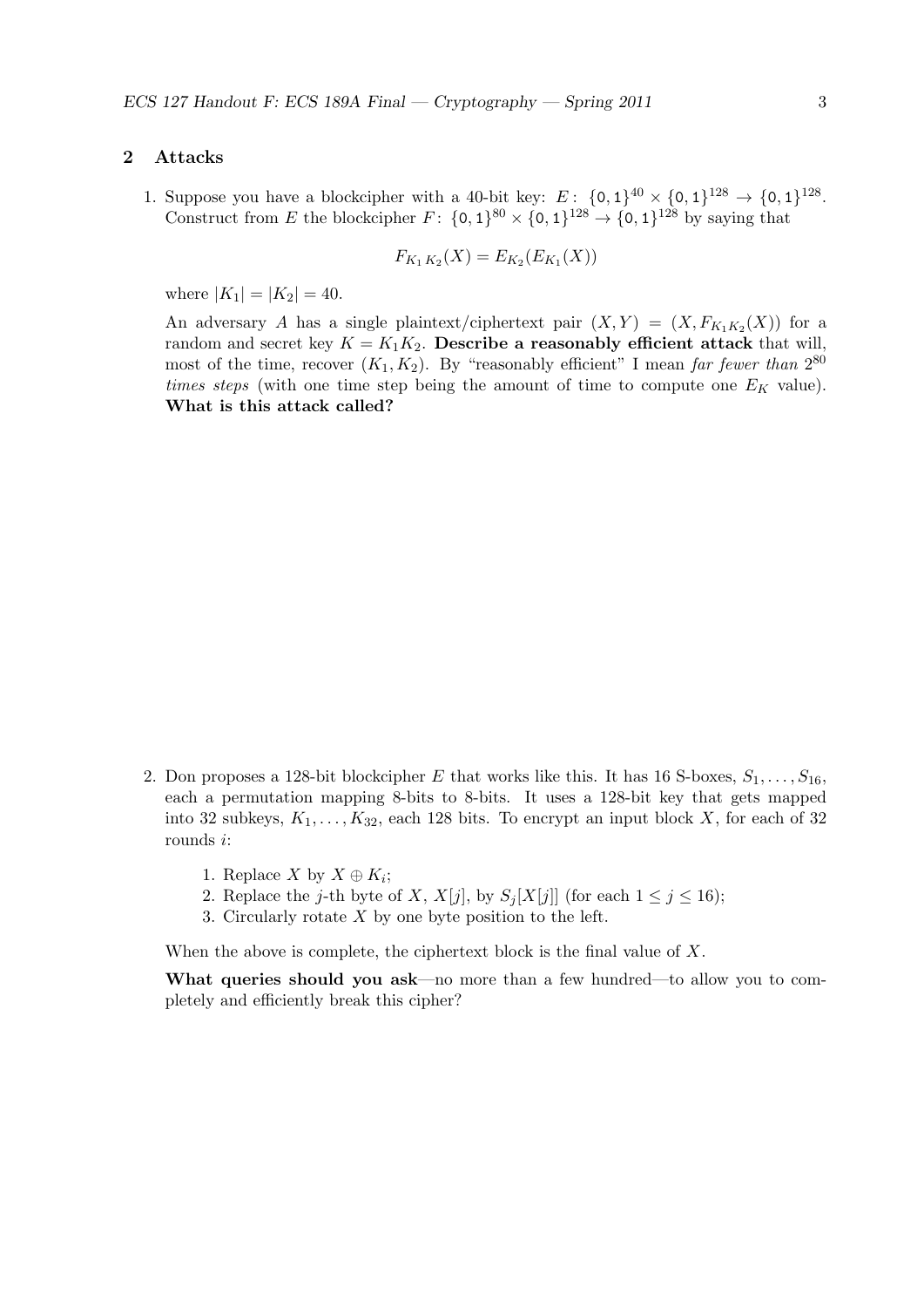## 2 Attacks

1. Suppose you have a blockcipher with a 40-bit key: $E\colon \{0,1\}^{40} \times \{0,1\}^{128} \to \{0,1\}^{128}$. Construct from $E$ the blockcipher $F\colon \{0,1\}^{80} \times \{0,1\}^{128} \to \{0,1\}^{128}$ by saying that

$$F_{K_1 K_2}(X) = E_{K_2}(E_{K_1}(X))$$

where $|K_1| = |K_2| = 40$.

An adversary $A$ has a single plaintext/ciphertext pair $(X, Y) = (X, F_{K_1 K_2}(X))$ for a random and secret key $K = K_1 K_2$. **Describe a reasonably efficient attack** that will, most of the time, recover $(K_1, K_2)$. By "reasonably efficient" I mean *far fewer than* $2^{80}$ *times steps* (with one time step being the amount of time to compute one $E_K$ value). **What is this attack called?**

2. Don proposes a 128-bit blockcipher $E$ that works like this. It has 16 S-boxes, $S_1, \ldots, S_{16}$, each a permutation mapping 8-bits to 8-bits. It uses a 128-bit key that gets mapped into 32 subkeys, $K_1, \ldots, K_{32}$, each 128 bits. To encrypt an input block $X$, for each of 32 rounds $i$:

   1. Replace $X$ by $X \oplus K_i$;
   2. Replace the $j$-th byte of $X$, $X[j]$, by $S_j[X[j]]$ (for each $1 \leq j \leq 16$);
   3. Circularly rotate $X$ by one byte position to the left.

   When the above is complete, the ciphertext block is the final value of $X$.

   **What queries should you ask**—no more than a few hundred—to allow you to completely and efficiently break this cipher?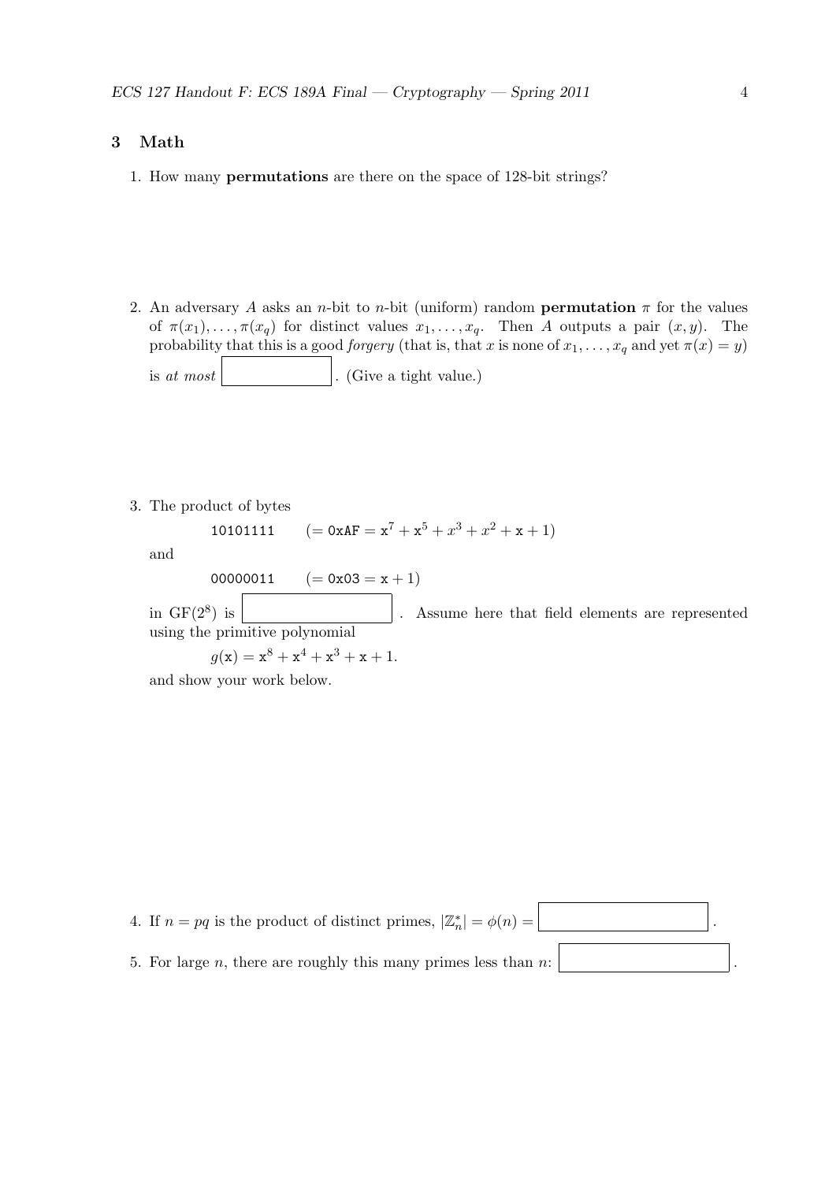## 3 Math

1. How many **permutations** are there on the space of 128-bit strings?

2. An adversary $A$ asks an $n$-bit to $n$-bit (uniform) random **permutation** $\pi$ for the values of $\pi(x_1), \ldots, \pi(x_q)$ for distinct values $x_1, \ldots, x_q$. Then $A$ outputs a pair $(x, y)$. The probability that this is a good *forgery* (that is, that $x$ is none of $x_1, \ldots, x_q$ and yet $\pi(x) = y$) is *at most* $\boxed{\phantom{xxxxxxxx}}$. (Give a tight value.)

3. The product of bytes

   `10101111` $\quad (= \texttt{0xAF} = \mathtt{x}^7 + \mathtt{x}^5 + x^3 + x^2 + \mathtt{x} + 1)$

   and

   `00000011` $\quad (= \texttt{0x03} = \mathtt{x} + 1)$

   in $\mathrm{GF}(2^8)$ is $\boxed{\phantom{xxxxxxxx}}$. Assume here that field elements are represented using the primitive polynomial

   $$g(\mathtt{x}) = \mathtt{x}^8 + \mathtt{x}^4 + \mathtt{x}^3 + \mathtt{x} + 1.$$

   and show your work below.

4. If $n = pq$ is the product of distinct primes, $|\mathbb{Z}_n^*| = \phi(n) = \boxed{\phantom{xxxxxxxx}}$.

5. For large $n$, there are roughly this many primes less than $n$: $\boxed{\phantom{xxxxxxxx}}$.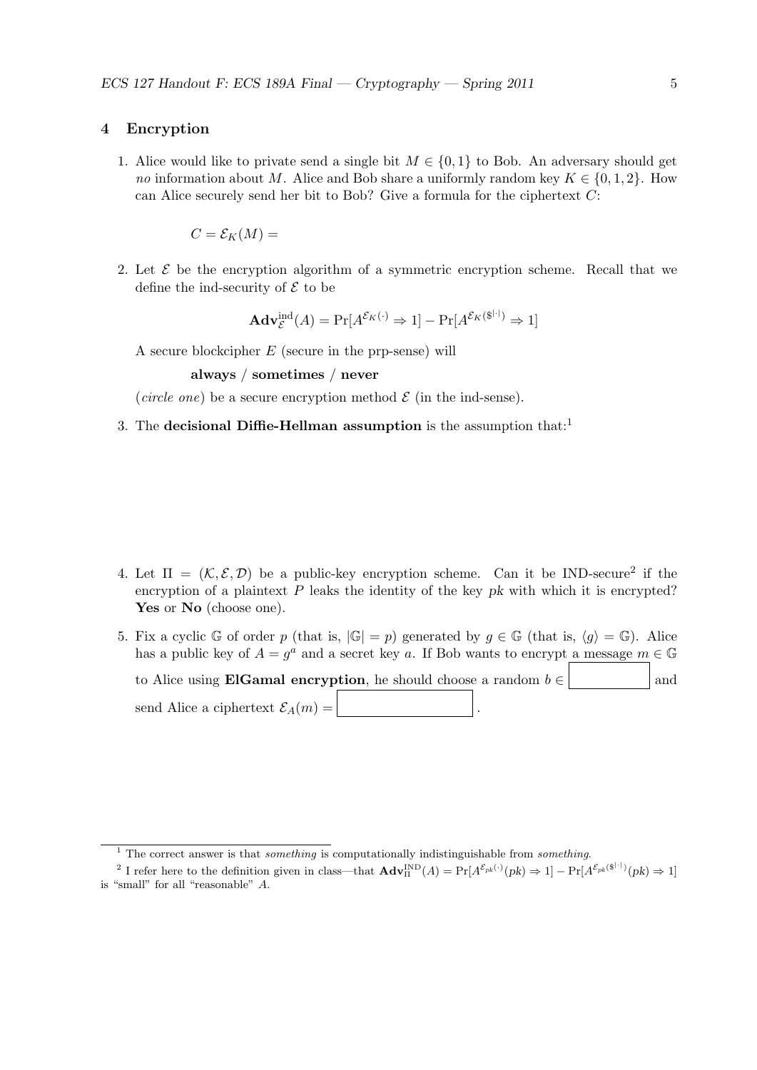## 4 Encryption

1. Alice would like to private send a single bit $M \in \{0, 1\}$ to Bob. An adversary should get *no* information about $M$. Alice and Bob share a uniformly random key $K \in \{0, 1, 2\}$. How can Alice securely send her bit to Bob? Give a formula for the ciphertext $C$:

   $C = \mathcal{E}_K(M) =$

2. Let $\mathcal{E}$ be the encryption algorithm of a symmetric encryption scheme. Recall that we define the ind-security of $\mathcal{E}$ to be

   $$\mathbf{Adv}^{\mathrm{ind}}_{\mathcal{E}}(A) = \Pr[A^{\mathcal{E}_K(\cdot)} \Rightarrow 1] - \Pr[A^{\mathcal{E}_K(\$^{|\cdot|})} \Rightarrow 1]$$

   A secure blockcipher $E$ (secure in the prp-sense) will

   **always / sometimes / never**

   (*circle one*) be a secure encryption method $\mathcal{E}$ (in the ind-sense).

3. The **decisional Diffie-Hellman assumption** is the assumption that:[1]

4. Let $\Pi = (\mathcal{K}, \mathcal{E}, \mathcal{D})$ be a public-key encryption scheme. Can it be IND-secure[2] if the encryption of a plaintext $P$ leaks the identity of the key $pk$ with which it is encrypted? **Yes** or **No** (choose one).

5. Fix a cyclic $\mathbb{G}$ of order $p$ (that is, $|\mathbb{G}| = p$) generated by $g \in \mathbb{G}$ (that is, $\langle g \rangle = \mathbb{G}$). Alice has a public key of $A = g^a$ and a secret key $a$. If Bob wants to encrypt a message $m \in \mathbb{G}$ to Alice using **ElGamal encryption**, he should choose a random $b \in$ $\boxed{\phantom{xxxxxx}}$ and send Alice a ciphertext $\mathcal{E}_A(m) =$ $\boxed{\phantom{xxxxxxxxxx}}$.

---

[1] The correct answer is that *something* is computationally indistinguishable from *something*.

[2] I refer here to the definition given in class—that $\mathbf{Adv}^{\mathrm{IND}}_{\Pi}(A) = \Pr[A^{\mathcal{E}_{pk}(\cdot)}(pk) \Rightarrow 1] - \Pr[A^{\mathcal{E}_{pk}(\$^{|\cdot|})}(pk) \Rightarrow 1]$ is "small" for all "reasonable" $A$.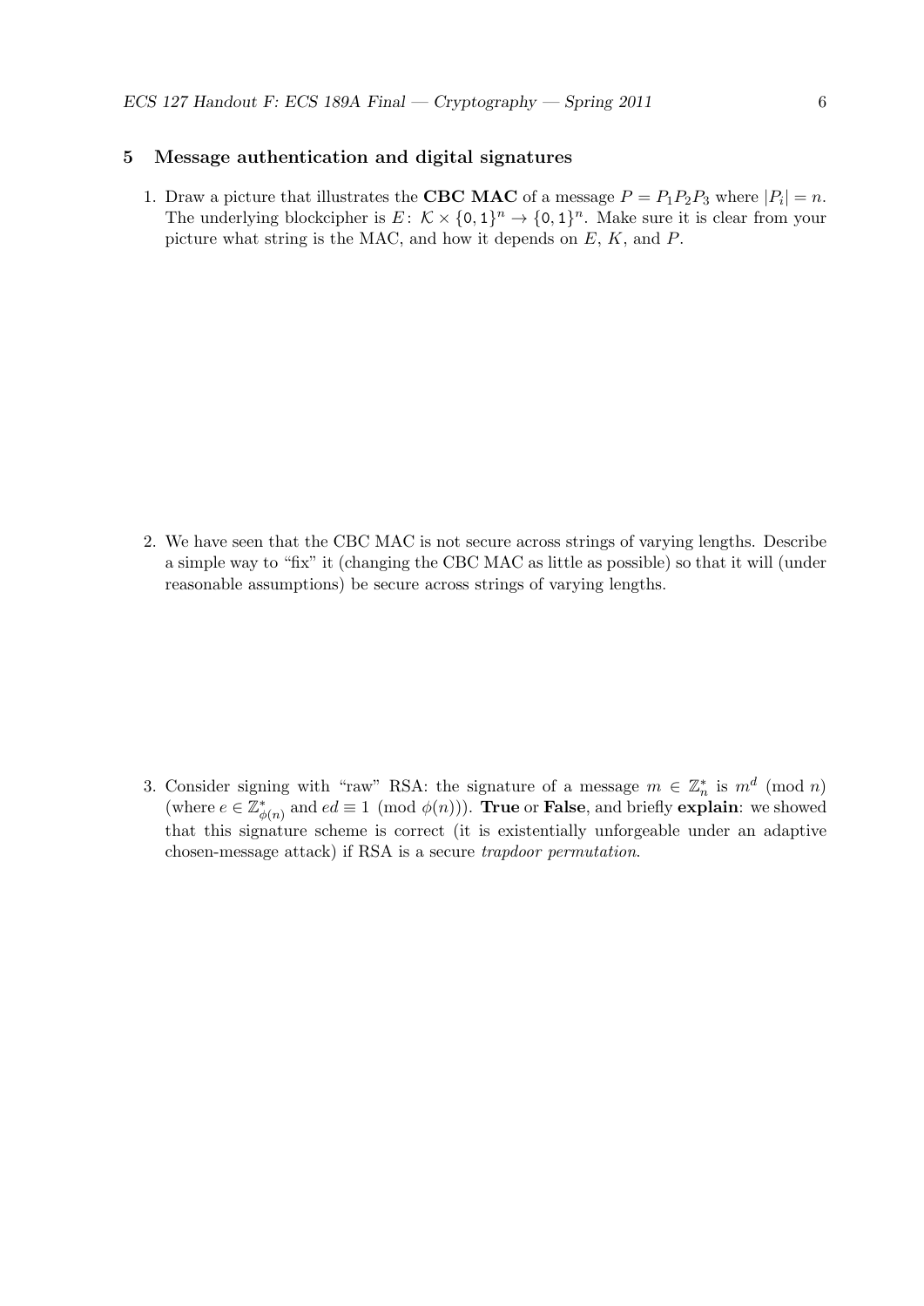## 5 Message authentication and digital signatures

1. Draw a picture that illustrates the **CBC MAC** of a message $P = P_1 P_2 P_3$ where $|P_i| = n$. The underlying blockcipher is $E\colon \mathcal{K} \times \{0,1\}^n \to \{0,1\}^n$. Make sure it is clear from your picture what string is the MAC, and how it depends on $E$, $K$, and $P$.

2. We have seen that the CBC MAC is not secure across strings of varying lengths. Describe a simple way to "fix" it (changing the CBC MAC as little as possible) so that it will (under reasonable assumptions) be secure across strings of varying lengths.

3. Consider signing with "raw" RSA: the signature of a message $m \in \mathbb{Z}_n^*$ is $m^d \pmod{n}$ (where $e \in \mathbb{Z}_{\phi(n)}^*$ and $ed \equiv 1 \pmod{\phi(n)}$). **True** or **False**, and briefly **explain**: we showed that this signature scheme is correct (it is existentially unforgeable under an adaptive chosen-message attack) if RSA is a secure *trapdoor permutation*.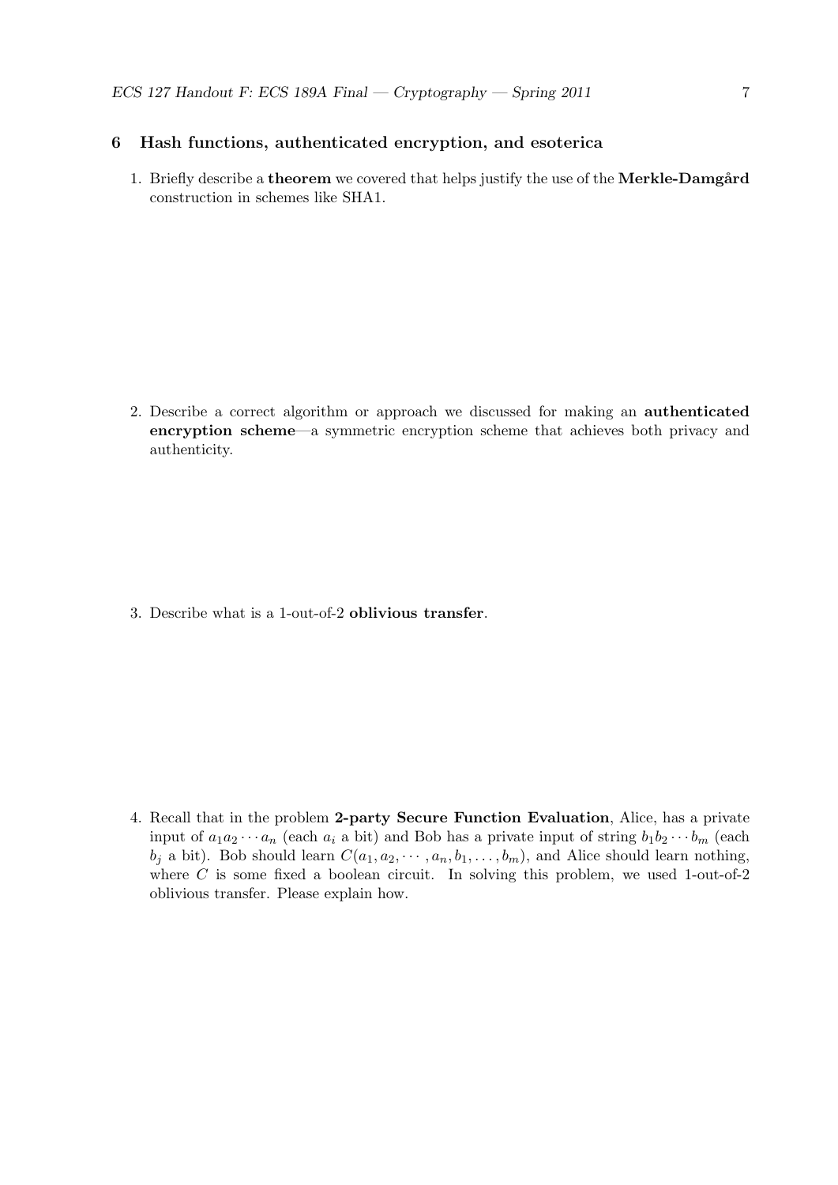## 6 Hash functions, authenticated encryption, and esoterica

1. Briefly describe a **theorem** we covered that helps justify the use of the **Merkle-Damgård** construction in schemes like SHA1.

2. Describe a correct algorithm or approach we discussed for making an **authenticated encryption scheme**—a symmetric encryption scheme that achieves both privacy and authenticity.

3. Describe what is a 1-out-of-2 **oblivious transfer**.

4. Recall that in the problem **2-party Secure Function Evaluation**, Alice, has a private input of $a_1 a_2 \cdots a_n$ (each $a_i$ a bit) and Bob has a private input of string $b_1 b_2 \cdots b_m$ (each $b_j$ a bit). Bob should learn $C(a_1, a_2, \cdots, a_n, b_1, \ldots, b_m)$, and Alice should learn nothing, where $C$ is some fixed a boolean circuit. In solving this problem, we used 1-out-of-2 oblivious transfer. Please explain how.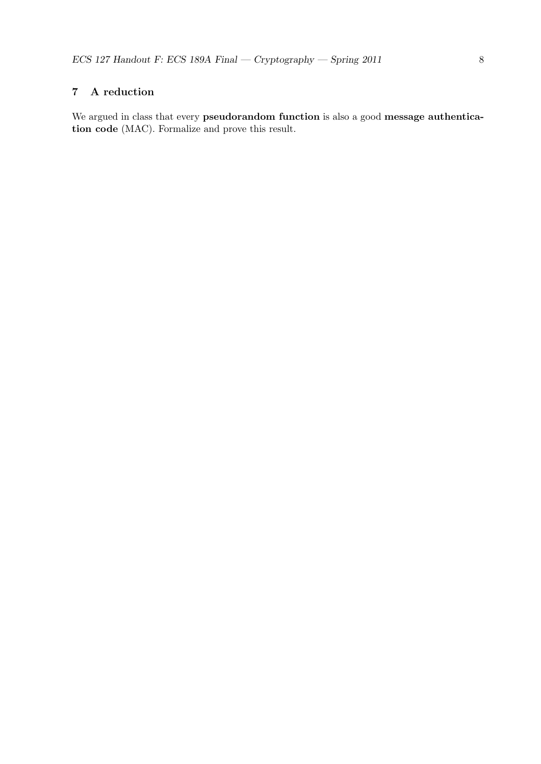## 7 A reduction

We argued in class that every **pseudorandom function** is also a good **message authentication code** (MAC). Formalize and prove this result.